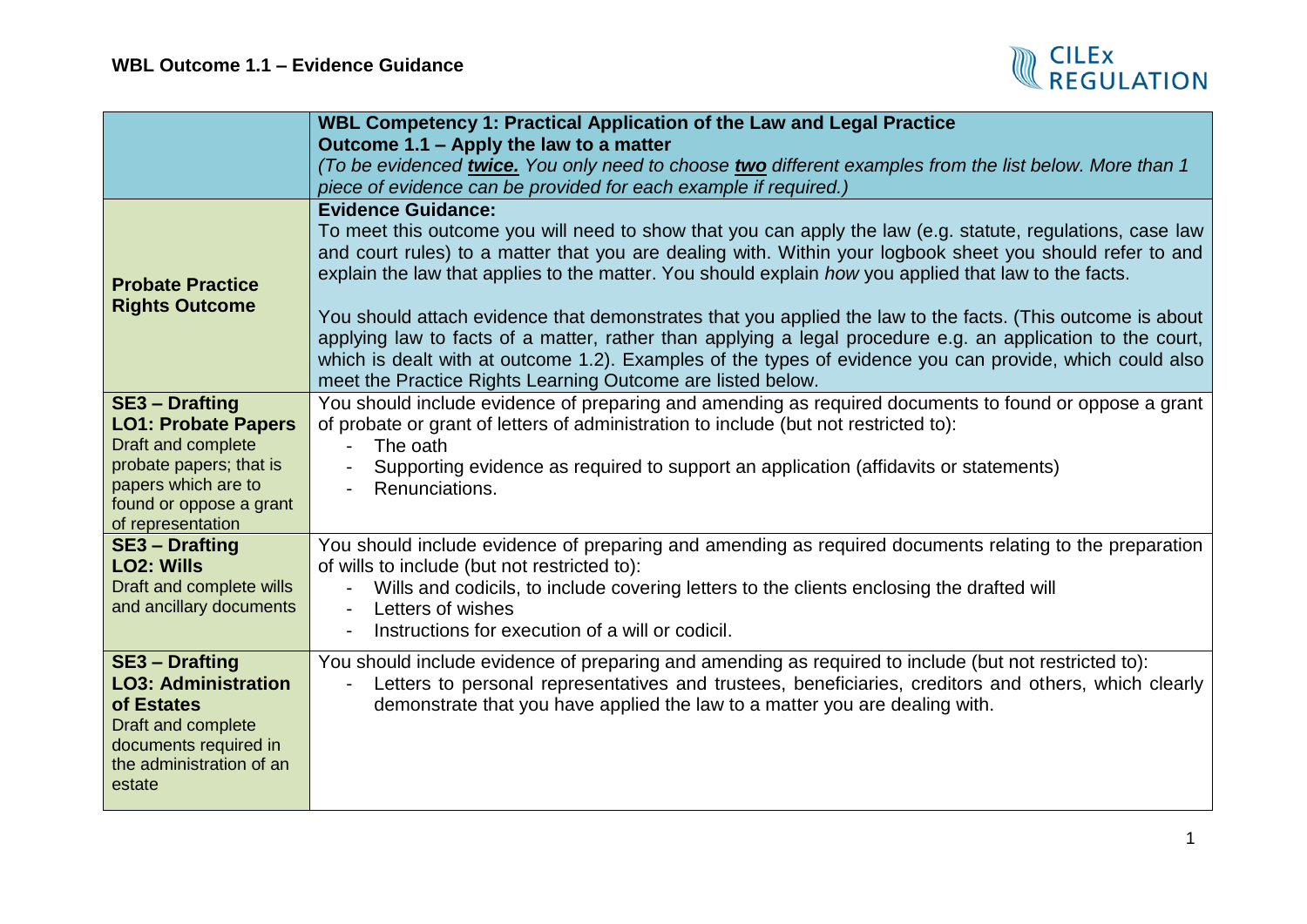# WBL Outcome 1.1 – Evidence Guidance

| | **WBL Competency 1: Practical Application of the Law and Legal Practice**<br>**Outcome 1.1 – Apply the law to a matter**<br>*(To be evidenced **twice.** You only need to choose **two** different examples from the list below. More than 1 piece of evidence can be provided for each example if required.)* |
|---|---|
| **Probate Practice Rights Outcome** | **Evidence Guidance:**<br>To meet this outcome you will need to show that you can apply the law (e.g. statute, regulations, case law and court rules) to a matter that you are dealing with. Within your logbook sheet you should refer to and explain the law that applies to the matter. You should explain *how* you applied that law to the facts.<br><br>You should attach evidence that demonstrates that you applied the law to the facts. (This outcome is about applying law to facts of a matter, rather than applying a legal procedure e.g. an application to the court, which is dealt with at outcome 1.2). Examples of the types of evidence you can provide, which could also meet the Practice Rights Learning Outcome are listed below. |
| **SE3 – Drafting**<br>**LO1: Probate Papers**<br>Draft and complete probate papers; that is papers which are to found or oppose a grant of representation | You should include evidence of preparing and amending as required documents to found or oppose a grant of probate or grant of letters of administration to include (but not restricted to):<br>- The oath<br>- Supporting evidence as required to support an application (affidavits or statements)<br>- Renunciations. |
| **SE3 – Drafting**<br>**LO2: Wills**<br>Draft and complete wills and ancillary documents | You should include evidence of preparing and amending as required documents relating to the preparation of wills to include (but not restricted to):<br>- Wills and codicils, to include covering letters to the clients enclosing the drafted will<br>- Letters of wishes<br>- Instructions for execution of a will or codicil. |
| **SE3 – Drafting**<br>**LO3: Administration of Estates**<br>Draft and complete documents required in the administration of an estate | You should include evidence of preparing and amending as required to include (but not restricted to):<br>- Letters to personal representatives and trustees, beneficiaries, creditors and others, which clearly demonstrate that you have applied the law to a matter you are dealing with. |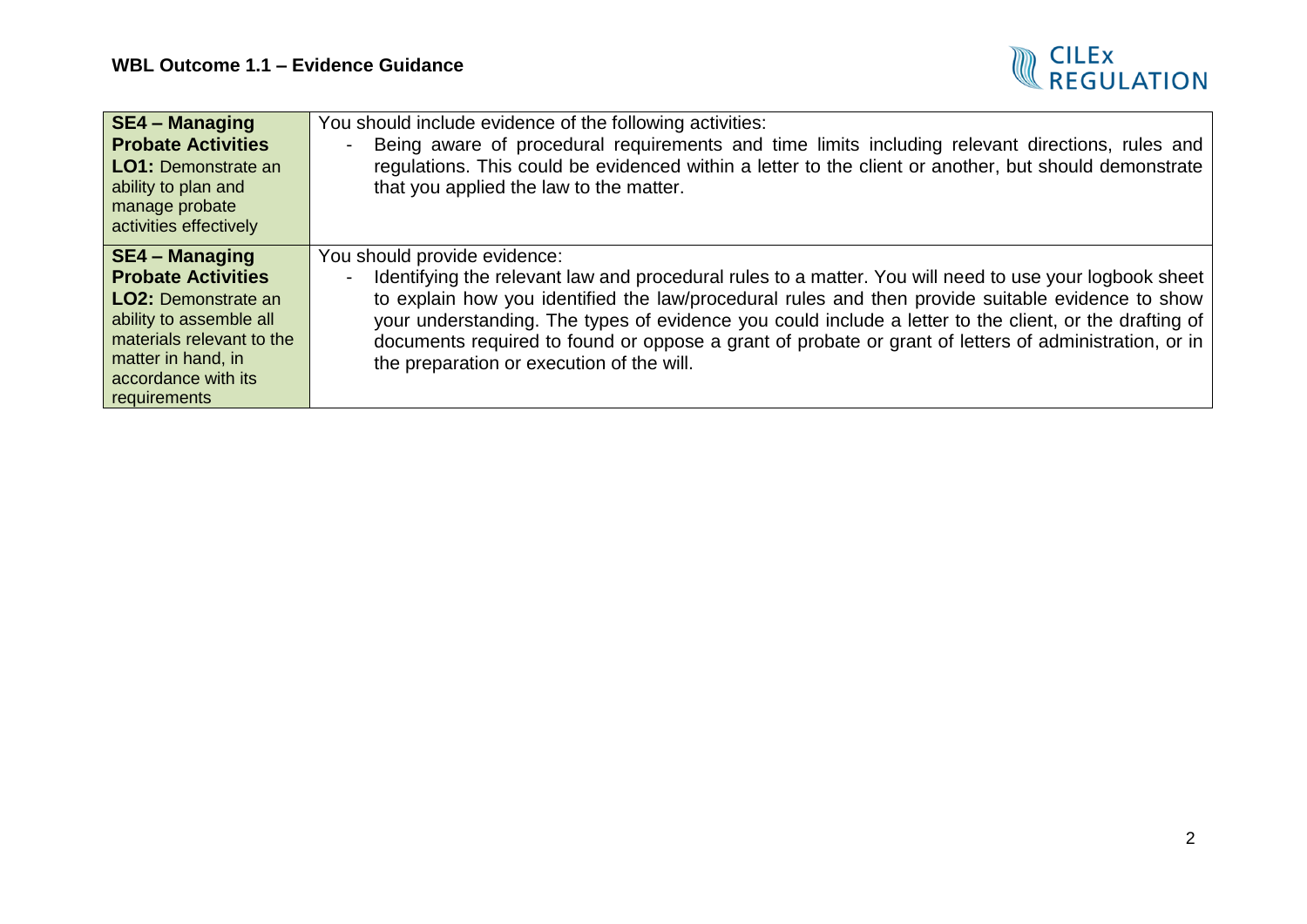| | |
|---|---|
| **SE4 – Managing Probate Activities** **LO1:** Demonstrate an ability to plan and manage probate activities effectively | You should include evidence of the following activities: - Being aware of procedural requirements and time limits including relevant directions, rules and regulations. This could be evidenced within a letter to the client or another, but should demonstrate that you applied the law to the matter. |
| **SE4 – Managing Probate Activities** **LO2:** Demonstrate an ability to assemble all materials relevant to the matter in hand, in accordance with its requirements | You should provide evidence: - Identifying the relevant law and procedural rules to a matter. You will need to use your logbook sheet to explain how you identified the law/procedural rules and then provide suitable evidence to show your understanding. The types of evidence you could include a letter to the client, or the drafting of documents required to found or oppose a grant of probate or grant of letters of administration, or in the preparation or execution of the will. |